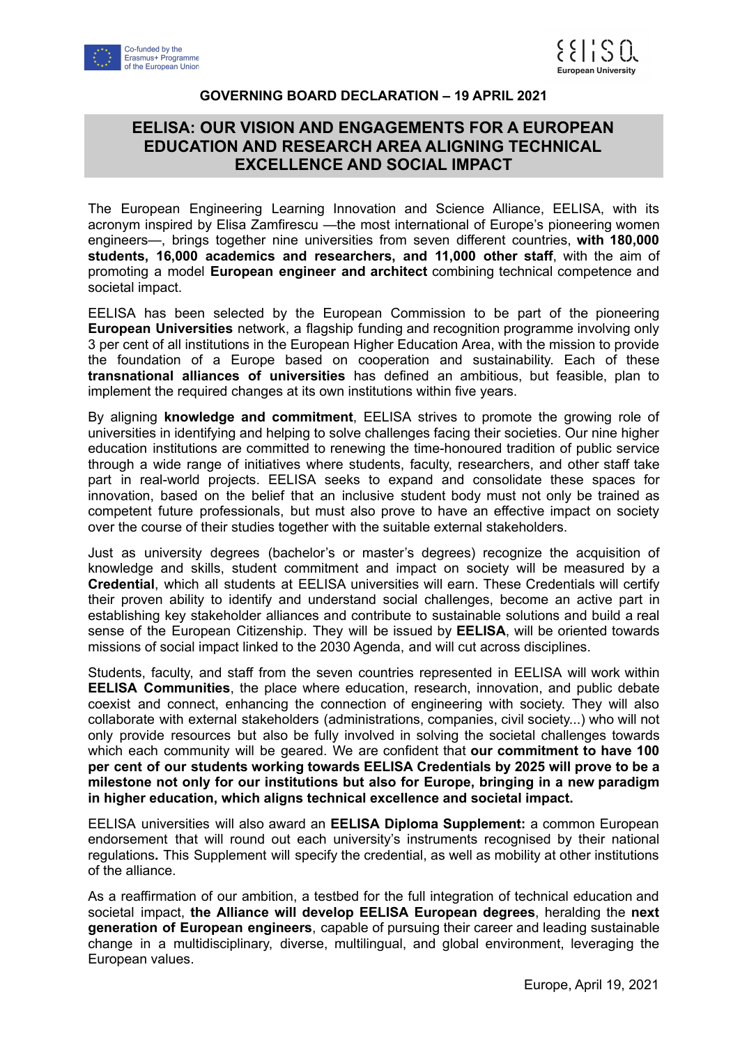Co-funded by the Erasmus+ Programme of the European Union

EELISA European University

**GOVERNING BOARD DECLARATION – 19 APRIL 2021**

# EELISA: OUR VISION AND ENGAGEMENTS FOR A EUROPEAN EDUCATION AND RESEARCH AREA ALIGNING TECHNICAL EXCELLENCE AND SOCIAL IMPACT

The European Engineering Learning Innovation and Science Alliance, EELISA, with its acronym inspired by Elisa Zamfirescu —the most international of Europe's pioneering women engineers—, brings together nine universities from seven different countries, **with 180,000 students, 16,000 academics and researchers, and 11,000 other staff**, with the aim of promoting a model **European engineer and architect** combining technical competence and societal impact.

EELISA has been selected by the European Commission to be part of the pioneering **European Universities** network, a flagship funding and recognition programme involving only 3 per cent of all institutions in the European Higher Education Area, with the mission to provide the foundation of a Europe based on cooperation and sustainability. Each of these **transnational alliances of universities** has defined an ambitious, but feasible, plan to implement the required changes at its own institutions within five years.

By aligning **knowledge and commitment**, EELISA strives to promote the growing role of universities in identifying and helping to solve challenges facing their societies. Our nine higher education institutions are committed to renewing the time-honoured tradition of public service through a wide range of initiatives where students, faculty, researchers, and other staff take part in real-world projects. EELISA seeks to expand and consolidate these spaces for innovation, based on the belief that an inclusive student body must not only be trained as competent future professionals, but must also prove to have an effective impact on society over the course of their studies together with the suitable external stakeholders.

Just as university degrees (bachelor's or master's degrees) recognize the acquisition of knowledge and skills, student commitment and impact on society will be measured by a **Credential**, which all students at EELISA universities will earn. These Credentials will certify their proven ability to identify and understand social challenges, become an active part in establishing key stakeholder alliances and contribute to sustainable solutions and build a real sense of the European Citizenship. They will be issued by **EELISA**, will be oriented towards missions of social impact linked to the 2030 Agenda, and will cut across disciplines.

Students, faculty, and staff from the seven countries represented in EELISA will work within **EELISA Communities**, the place where education, research, innovation, and public debate coexist and connect, enhancing the connection of engineering with society. They will also collaborate with external stakeholders (administrations, companies, civil society...) who will not only provide resources but also be fully involved in solving the societal challenges towards which each community will be geared. We are confident that **our commitment to have 100 per cent of our students working towards EELISA Credentials by 2025 will prove to be a milestone not only for our institutions but also for Europe, bringing in a new paradigm in higher education, which aligns technical excellence and societal impact.**

EELISA universities will also award an **EELISA Diploma Supplement:** a common European endorsement that will round out each university's instruments recognised by their national regulations**.** This Supplement will specify the credential, as well as mobility at other institutions of the alliance.

As a reaffirmation of our ambition, a testbed for the full integration of technical education and societal impact, **the Alliance will develop EELISA European degrees**, heralding the **next generation of European engineers**, capable of pursuing their career and leading sustainable change in a multidisciplinary, diverse, multilingual, and global environment, leveraging the European values.

Europe, April 19, 2021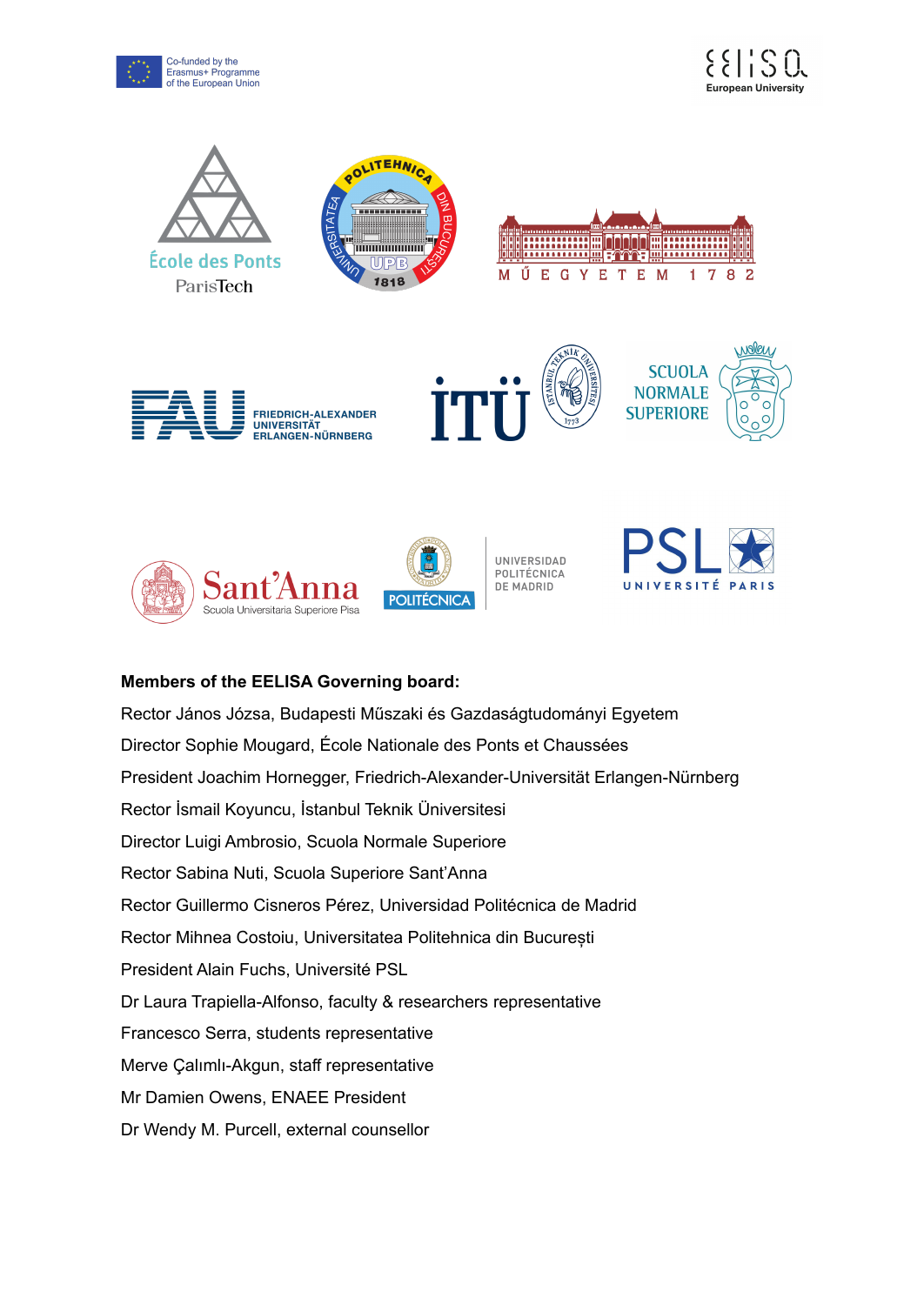**Members of the EELISA Governing board:**

Rector János Józsa, Budapesti Műszaki és Gazdaságtudományi Egyetem

Director Sophie Mougard, École Nationale des Ponts et Chaussées

President Joachim Hornegger, Friedrich-Alexander-Universität Erlangen-Nürnberg

Rector İsmail Koyuncu, İstanbul Teknik Üniversitesi

Director Luigi Ambrosio, Scuola Normale Superiore

Rector Sabina Nuti, Scuola Superiore Sant'Anna

Rector Guillermo Cisneros Pérez, Universidad Politécnica de Madrid

Rector Mihnea Costoiu, Universitatea Politehnica din București

President Alain Fuchs, Université PSL

Dr Laura Trapiella-Alfonso, faculty & researchers representative

Francesco Serra, students representative

Merve Çalımlı-Akgun, staff representative

Mr Damien Owens, ENAEE President

Dr Wendy M. Purcell, external counsellor